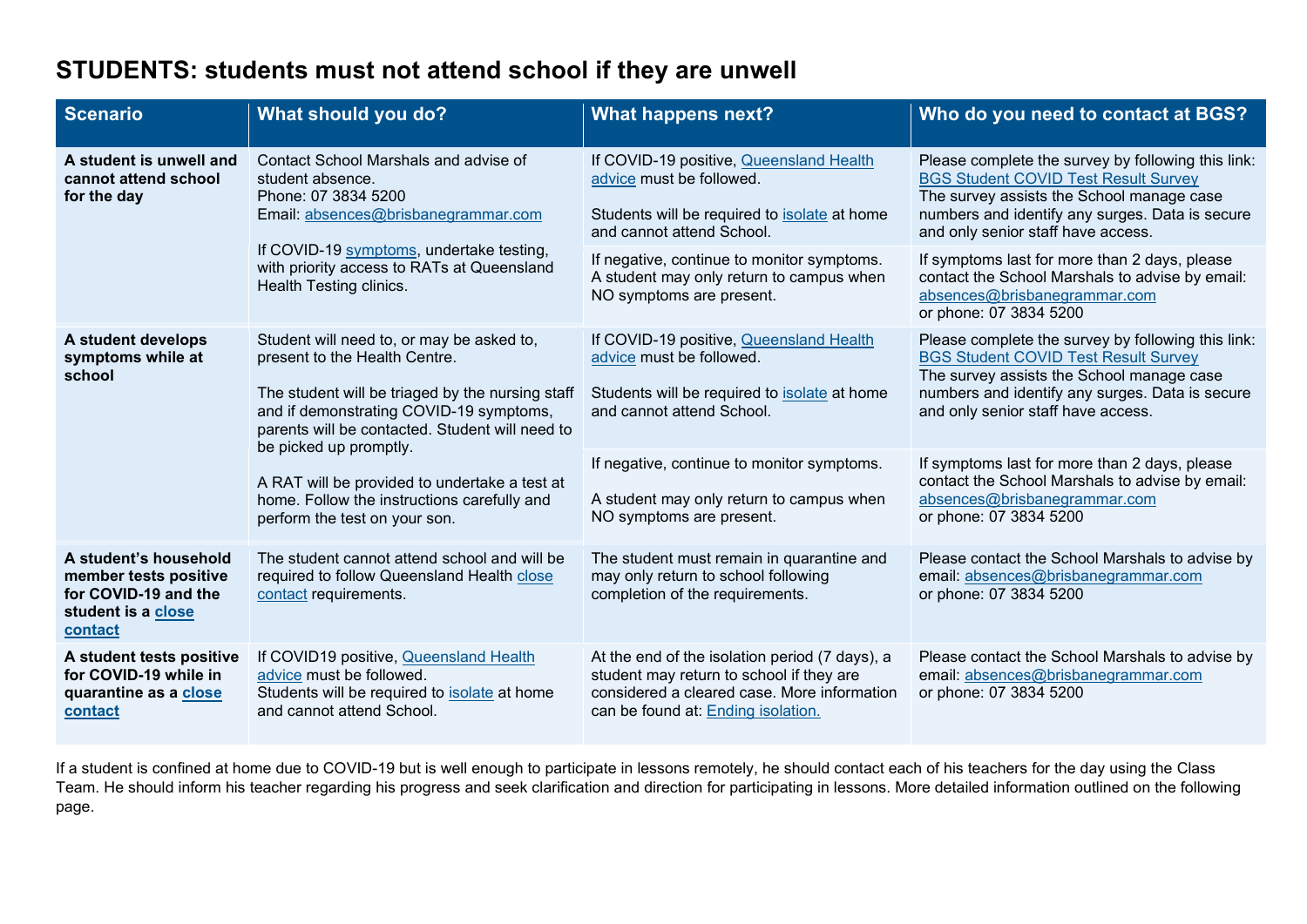# STUDENTS: students must not attend school if they are unwell

| Scenario | What should you do? | What happens next? | Who do you need to contact at BGS? |
|---|---|---|---|
| **A student is unwell and cannot attend school for the day** | Contact School Marshals and advise of student absence.<br>Phone: 07 3834 5200<br>Email: absences@brisbanegrammar.com<br><br>If COVID-19 symptoms, undertake testing, with priority access to RATs at Queensland Health Testing clinics. | If COVID-19 positive, Queensland Health advice must be followed.<br><br>Students will be required to isolate at home and cannot attend School. | Please complete the survey by following this link: BGS Student COVID Test Result Survey<br>The survey assists the School manage case numbers and identify any surges. Data is secure and only senior staff have access. |
| | | If negative, continue to monitor symptoms. A student may only return to campus when NO symptoms are present. | If symptoms last for more than 2 days, please contact the School Marshals to advise by email: absences@brisbanegrammar.com<br>or phone: 07 3834 5200 |
| **A student develops symptoms while at school** | Student will need to, or may be asked to, present to the Health Centre.<br><br>The student will be triaged by the nursing staff and if demonstrating COVID-19 symptoms, parents will be contacted. Student will need to be picked up promptly.<br><br>A RAT will be provided to undertake a test at home. Follow the instructions carefully and perform the test on your son. | If COVID-19 positive, Queensland Health advice must be followed.<br><br>Students will be required to isolate at home and cannot attend School. | Please complete the survey by following this link: BGS Student COVID Test Result Survey<br>The survey assists the School manage case numbers and identify any surges. Data is secure and only senior staff have access. |
| | | If negative, continue to monitor symptoms.<br><br>A student may only return to campus when NO symptoms are present. | If symptoms last for more than 2 days, please contact the School Marshals to advise by email: absences@brisbanegrammar.com<br>or phone: 07 3834 5200 |
| **A student's household member tests positive for COVID-19 and the student is a close contact** | The student cannot attend school and will be required to follow Queensland Health close contact requirements. | The student must remain in quarantine and may only return to school following completion of the requirements. | Please contact the School Marshals to advise by email: absences@brisbanegrammar.com<br>or phone: 07 3834 5200 |
| **A student tests positive for COVID-19 while in quarantine as a close contact** | If COVID19 positive, Queensland Health advice must be followed.<br>Students will be required to isolate at home and cannot attend School. | At the end of the isolation period (7 days), a student may return to school if they are considered a cleared case. More information can be found at: Ending isolation. | Please contact the School Marshals to advise by email: absences@brisbanegrammar.com<br>or phone: 07 3834 5200 |

If a student is confined at home due to COVID-19 but is well enough to participate in lessons remotely, he should contact each of his teachers for the day using the Class Team. He should inform his teacher regarding his progress and seek clarification and direction for participating in lessons. More detailed information outlined on the following page.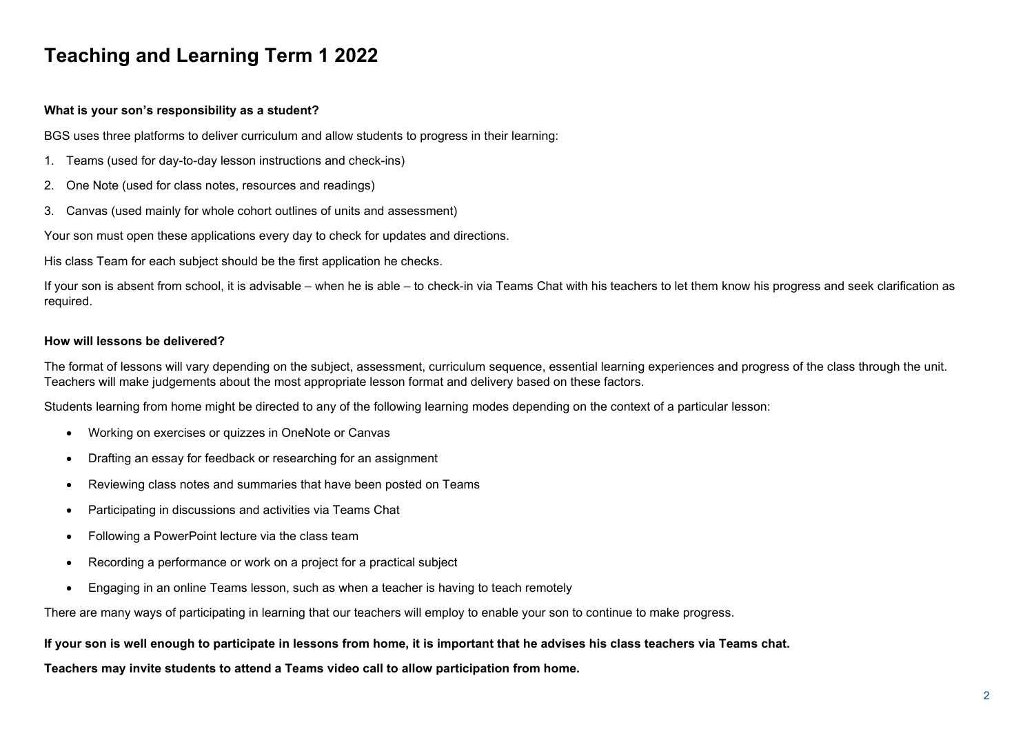# Teaching and Learning Term 1 2022

**What is your son's responsibility as a student?**

BGS uses three platforms to deliver curriculum and allow students to progress in their learning:

1. Teams (used for day-to-day lesson instructions and check-ins)
2. One Note (used for class notes, resources and readings)
3. Canvas (used mainly for whole cohort outlines of units and assessment)

Your son must open these applications every day to check for updates and directions.

His class Team for each subject should be the first application he checks.

If your son is absent from school, it is advisable – when he is able – to check-in via Teams Chat with his teachers to let them know his progress and seek clarification as required.

**How will lessons be delivered?**

The format of lessons will vary depending on the subject, assessment, curriculum sequence, essential learning experiences and progress of the class through the unit. Teachers will make judgements about the most appropriate lesson format and delivery based on these factors.

Students learning from home might be directed to any of the following learning modes depending on the context of a particular lesson:

- Working on exercises or quizzes in OneNote or Canvas
- Drafting an essay for feedback or researching for an assignment
- Reviewing class notes and summaries that have been posted on Teams
- Participating in discussions and activities via Teams Chat
- Following a PowerPoint lecture via the class team
- Recording a performance or work on a project for a practical subject
- Engaging in an online Teams lesson, such as when a teacher is having to teach remotely

There are many ways of participating in learning that our teachers will employ to enable your son to continue to make progress.

**If your son is well enough to participate in lessons from home, it is important that he advises his class teachers via Teams chat.**

**Teachers may invite students to attend a Teams video call to allow participation from home.**